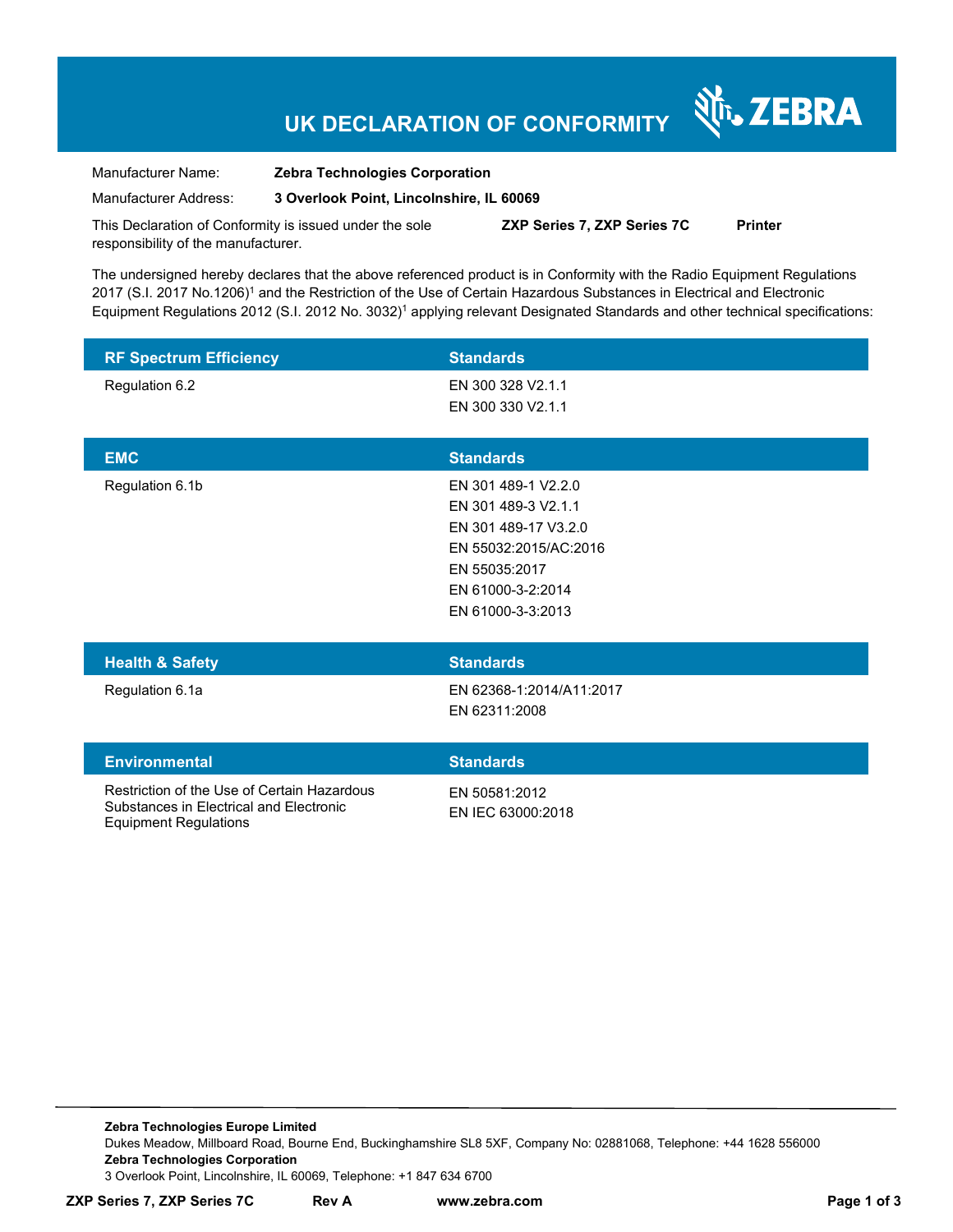# UK DECLARATION OF CONFORMITY

ZEBRA

Manufacturer Name: **Zebra Technologies Corporation**

Manufacturer Address: **3 Overlook Point, Lincolnshire, IL 60069**

This Declaration of Conformity is issued under the sole responsibility of the manufacturer. **ZXP Series 7, ZXP Series 7C** **Printer**

The undersigned hereby declares that the above referenced product is in Conformity with the Radio Equipment Regulations 2017 (S.I. 2017 No.1206)[1] and the Restriction of the Use of Certain Hazardous Substances in Electrical and Electronic Equipment Regulations 2012 (S.I. 2012 No. 3032)[1] applying relevant Designated Standards and other technical specifications:

| RF Spectrum Efficiency | Standards |
|---|---|
| Regulation 6.2 | EN 300 328 V2.1.1<br>EN 300 330 V2.1.1 |

| EMC | Standards |
|---|---|
| Regulation 6.1b | EN 301 489-1 V2.2.0<br>EN 301 489-3 V2.1.1<br>EN 301 489-17 V3.2.0<br>EN 55032:2015/AC:2016<br>EN 55035:2017<br>EN 61000-3-2:2014<br>EN 61000-3-3:2013 |

| Health & Safety | Standards |
|---|---|
| Regulation 6.1a | EN 62368-1:2014/A11:2017<br>EN 62311:2008 |

| Environmental | Standards |
|---|---|
| Restriction of the Use of Certain Hazardous Substances in Electrical and Electronic Equipment Regulations | EN 50581:2012<br>EN IEC 63000:2018 |

**Zebra Technologies Europe Limited**
Dukes Meadow, Millboard Road, Bourne End, Buckinghamshire SL8 5XF, Company No: 02881068, Telephone: +44 1628 556000
**Zebra Technologies Corporation**
3 Overlook Point, Lincolnshire, IL 60069, Telephone: +1 847 634 6700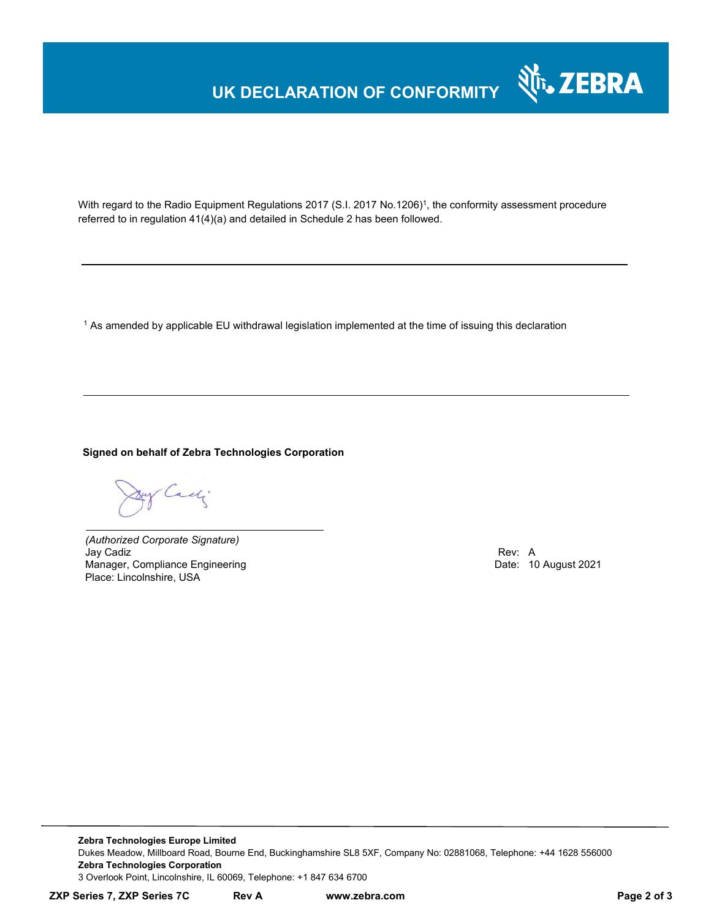# UK DECLARATION OF CONFORMITY

With regard to the Radio Equipment Regulations 2017 (S.I. 2017 No.1206)[1], the conformity assessment procedure referred to in regulation 41(4)(a) and detailed in Schedule 2 has been followed.

---

[1] As amended by applicable EU withdrawal legislation implemented at the time of issuing this declaration

---

**Signed on behalf of Zebra Technologies Corporation**

*(Authorized Corporate Signature)*
Jay Cadiz
Manager, Compliance Engineering
Place: Lincolnshire, USA

Rev: A
Date: 10 August 2021

**Zebra Technologies Europe Limited**
Dukes Meadow, Millboard Road, Bourne End, Buckinghamshire SL8 5XF, Company No: 02881068, Telephone: +44 1628 556000
**Zebra Technologies Corporation**
3 Overlook Point, Lincolnshire, IL 60069, Telephone: +1 847 634 6700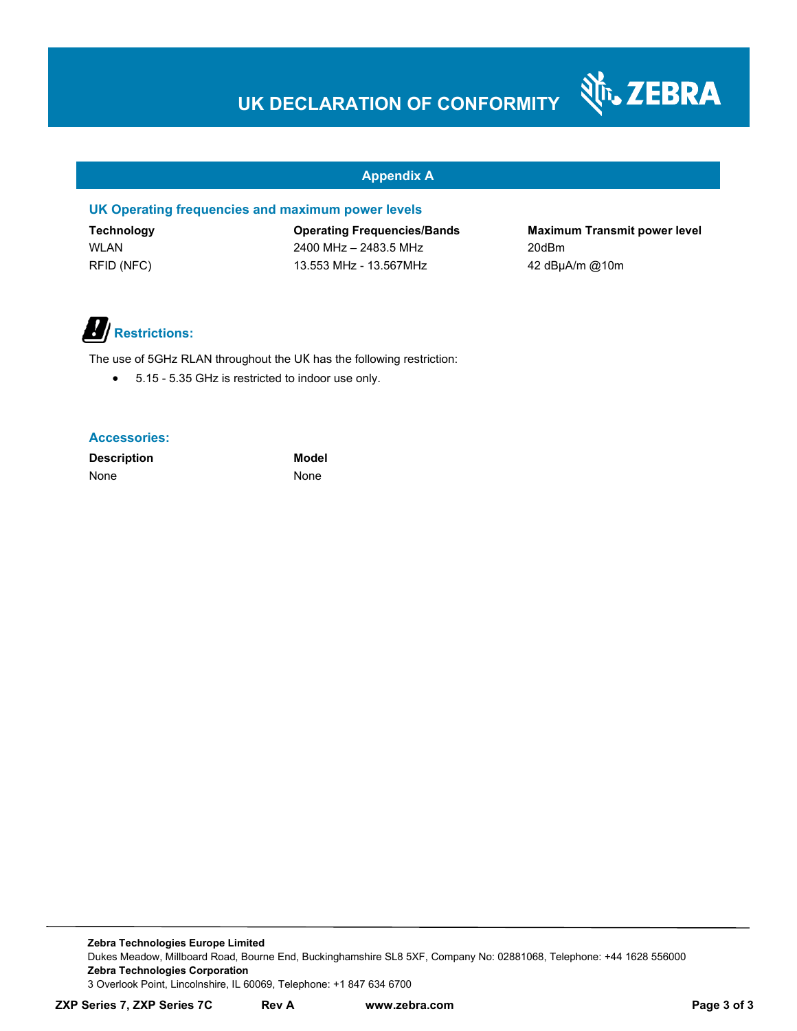# UK DECLARATION OF CONFORMITY

## Appendix A

### UK Operating frequencies and maximum power levels

| Technology | Operating Frequencies/Bands | Maximum Transmit power level |
|---|---|---|
| WLAN | 2400 MHz – 2483.5 MHz | 20dBm |
| RFID (NFC) | 13.553 MHz - 13.567MHz | 42 dBμA/m @10m |

### Restrictions:

The use of 5GHz RLAN throughout the UK has the following restriction:

- 5.15 - 5.35 GHz is restricted to indoor use only.

### Accessories:

| Description | Model |
|---|---|
| None | None |

**Zebra Technologies Europe Limited**
Dukes Meadow, Millboard Road, Bourne End, Buckinghamshire SL8 5XF, Company No: 02881068, Telephone: +44 1628 556000
**Zebra Technologies Corporation**
3 Overlook Point, Lincolnshire, IL 60069, Telephone: +1 847 634 6700

**ZXP Series 7, ZXP Series 7C** **Rev A** **www.zebra.com**